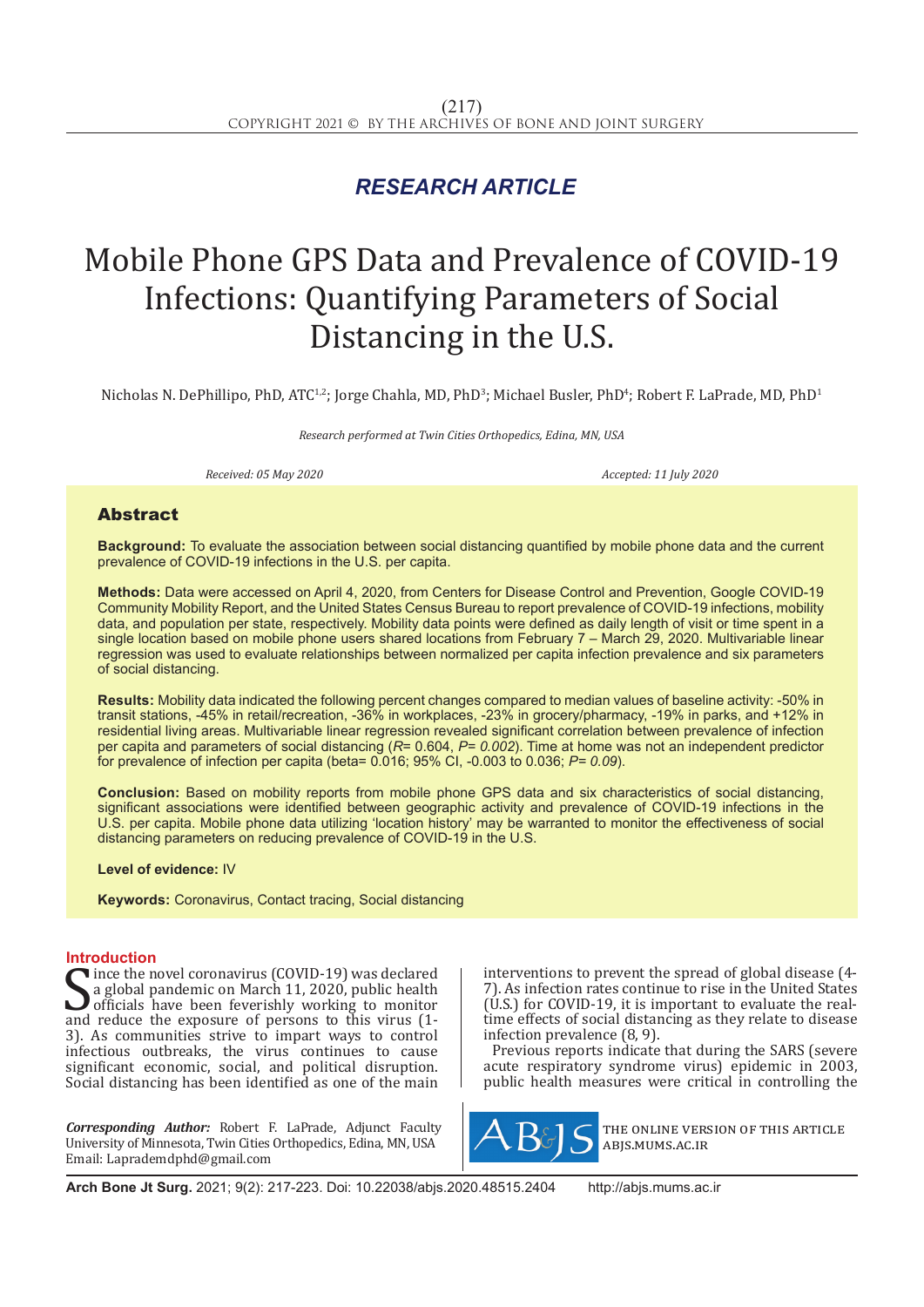*RESEARCH ARTICLE*

# Mobile Phone GPS Data and Prevalence of COVID-19 Infections: Quantifying Parameters of Social Distancing in the U.S.

Nicholas N. DePhillipo, PhD, ATC[1,2]; Jorge Chahla, MD, PhD[3]; Michael Busler, PhD[4]; Robert F. LaPrade, MD, PhD[1]

*Research performed at Twin Cities Orthopedics, Edina, MN, USA*

*Received: 05 May 2020* *Accepted: 11 July 2020*

## Abstract

**Background:** To evaluate the association between social distancing quantified by mobile phone data and the current prevalence of COVID-19 infections in the U.S. per capita.

**Methods:** Data were accessed on April 4, 2020, from Centers for Disease Control and Prevention, Google COVID-19 Community Mobility Report, and the United States Census Bureau to report prevalence of COVID-19 infections, mobility data, and population per state, respectively. Mobility data points were defined as daily length of visit or time spent in a single location based on mobile phone users shared locations from February 7 – March 29, 2020. Multivariable linear regression was used to evaluate relationships between normalized per capita infection prevalence and six parameters of social distancing.

**Results:** Mobility data indicated the following percent changes compared to median values of baseline activity: -50% in transit stations, -45% in retail/recreation, -36% in workplaces, -23% in grocery/pharmacy, -19% in parks, and +12% in residential living areas. Multivariable linear regression revealed significant correlation between prevalence of infection per capita and parameters of social distancing ($R$= 0.604, $P$= *0.002*). Time at home was not an independent predictor for prevalence of infection per capita (beta= 0.016; 95% CI, -0.003 to 0.036; $P$= *0.09*).

**Conclusion:** Based on mobility reports from mobile phone GPS data and six characteristics of social distancing, significant associations were identified between geographic activity and prevalence of COVID-19 infections in the U.S. per capita. Mobile phone data utilizing 'location history' may be warranted to monitor the effectiveness of social distancing parameters on reducing prevalence of COVID-19 in the U.S.

**Level of evidence:** IV

**Keywords:** Coronavirus, Contact tracing, Social distancing

## Introduction

Since the novel coronavirus (COVID-19) was declared a global pandemic on March 11, 2020, public health officials have been feverishly working to monitor and reduce the exposure of persons to this virus (1-3). As communities strive to impart ways to control infectious outbreaks, the virus continues to cause significant economic, social, and political disruption. Social distancing has been identified as one of the main interventions to prevent the spread of global disease (4-7). As infection rates continue to rise in the United States (U.S.) for COVID-19, it is important to evaluate the real-time effects of social distancing as they relate to disease infection prevalence (8, 9).

Previous reports indicate that during the SARS (severe acute respiratory syndrome virus) epidemic in 2003, public health measures were critical in controlling the

*Corresponding Author:* Robert F. LaPrade, Adjunct Faculty University of Minnesota, Twin Cities Orthopedics, Edina, MN, USA
Email: Laprademdphd@gmail.com

THE ONLINE VERSION OF THIS ARTICLE ABJS.MUMS.AC.IR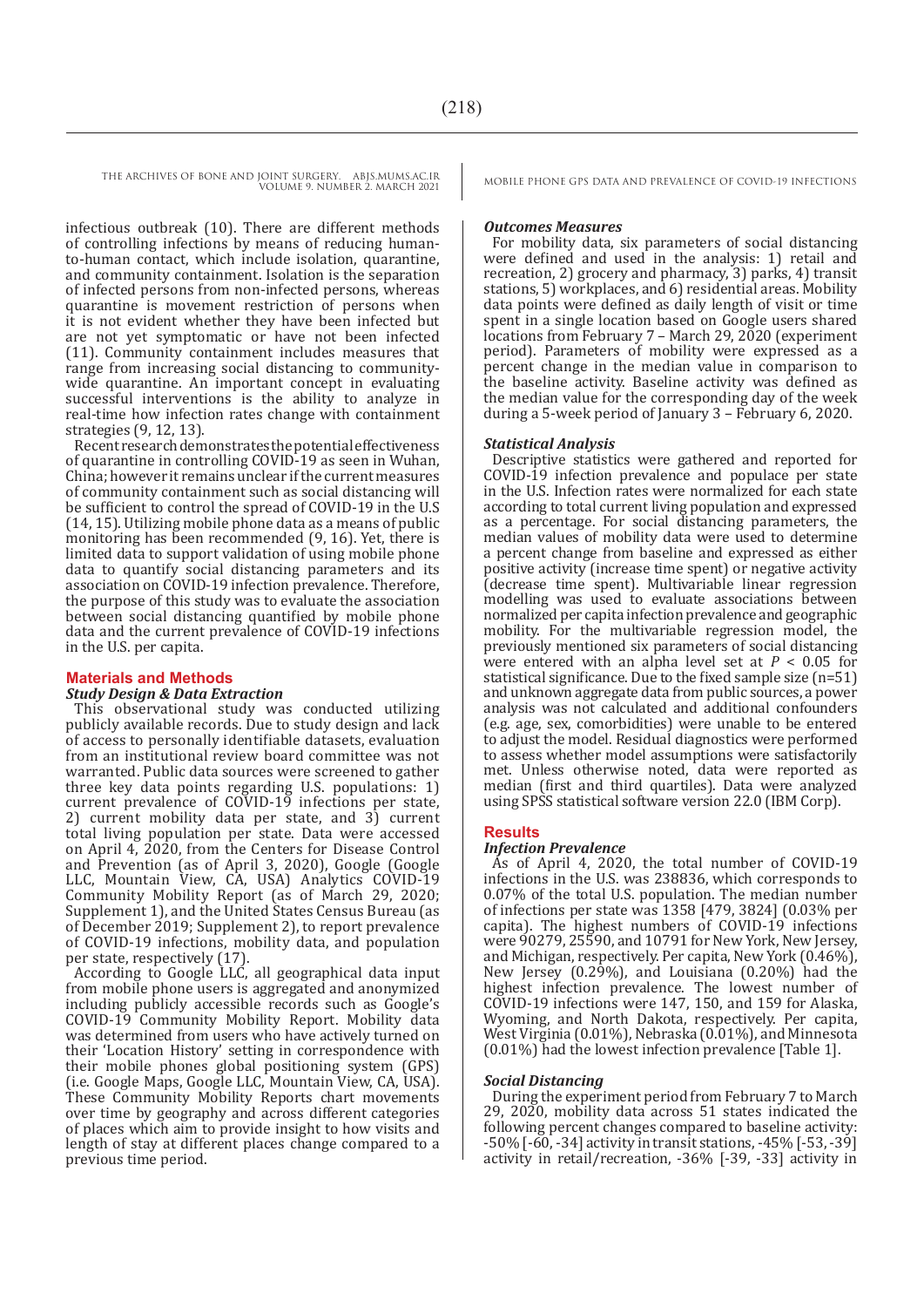infectious outbreak (10). There are different methods of controlling infections by means of reducing human-to-human contact, which include isolation, quarantine, and community containment. Isolation is the separation of infected persons from non-infected persons, whereas quarantine is movement restriction of persons when it is not evident whether they have been infected but are not yet symptomatic or have not been infected (11). Community containment includes measures that range from increasing social distancing to community-wide quarantine. An important concept in evaluating successful interventions is the ability to analyze in real-time how infection rates change with containment strategies (9, 12, 13).

Recent research demonstrates the potential effectiveness of quarantine in controlling COVID-19 as seen in Wuhan, China; however it remains unclear if the current measures of community containment such as social distancing will be sufficient to control the spread of COVID-19 in the U.S (14, 15). Utilizing mobile phone data as a means of public monitoring has been recommended (9, 16). Yet, there is limited data to support validation of using mobile phone data to quantify social distancing parameters and its association on COVID-19 infection prevalence. Therefore, the purpose of this study was to evaluate the association between social distancing quantified by mobile phone data and the current prevalence of COVID-19 infections in the U.S. per capita.

## Materials and Methods

### *Study Design & Data Extraction*

This observational study was conducted utilizing publicly available records. Due to study design and lack of access to personally identifiable datasets, evaluation from an institutional review board committee was not warranted. Public data sources were screened to gather three key data points regarding U.S. populations: 1) current prevalence of COVID-19 infections per state, 2) current mobility data per state, and 3) current total living population per state. Data were accessed on April 4, 2020, from the Centers for Disease Control and Prevention (as of April 3, 2020), Google (Google LLC, Mountain View, CA, USA) Analytics COVID-19 Community Mobility Report (as of March 29, 2020; Supplement 1), and the United States Census Bureau (as of December 2019; Supplement 2), to report prevalence of COVID-19 infections, mobility data, and population per state, respectively (17).

According to Google LLC, all geographical data input from mobile phone users is aggregated and anonymized including publicly accessible records such as Google's COVID-19 Community Mobility Report. Mobility data was determined from users who have actively turned on their 'Location History' setting in correspondence with their mobile phones global positioning system (GPS) (i.e. Google Maps, Google LLC, Mountain View, CA, USA). These Community Mobility Reports chart movements over time by geography and across different categories of places which aim to provide insight to how visits and length of stay at different places change compared to a previous time period.

### *Outcomes Measures*

For mobility data, six parameters of social distancing were defined and used in the analysis: 1) retail and recreation, 2) grocery and pharmacy, 3) parks, 4) transit stations, 5) workplaces, and 6) residential areas. Mobility data points were defined as daily length of visit or time spent in a single location based on Google users shared locations from February 7 – March 29, 2020 (experiment period). Parameters of mobility were expressed as a percent change in the median value in comparison to the baseline activity. Baseline activity was defined as the median value for the corresponding day of the week during a 5-week period of January 3 – February 6, 2020.

### *Statistical Analysis*

Descriptive statistics were gathered and reported for COVID-19 infection prevalence and populace per state in the U.S. Infection rates were normalized for each state according to total current living population and expressed as a percentage. For social distancing parameters, the median values of mobility data were used to determine a percent change from baseline and expressed as either positive activity (increase time spent) or negative activity (decrease time spent). Multivariable linear regression modelling was used to evaluate associations between normalized per capita infection prevalence and geographic mobility. For the multivariable regression model, the previously mentioned six parameters of social distancing were entered with an alpha level set at $P < 0.05$ for statistical significance. Due to the fixed sample size (n=51) and unknown aggregate data from public sources, a power analysis was not calculated and additional confounders (e.g. age, sex, comorbidities) were unable to be entered to adjust the model. Residual diagnostics were performed to assess whether model assumptions were satisfactorily met. Unless otherwise noted, data were reported as median (first and third quartiles). Data were analyzed using SPSS statistical software version 22.0 (IBM Corp).

## Results

### *Infection Prevalence*

As of April 4, 2020, the total number of COVID-19 infections in the U.S. was 238836, which corresponds to 0.07% of the total U.S. population. The median number of infections per state was 1358 [479, 3824] (0.03% per capita). The highest numbers of COVID-19 infections were 90279, 25590, and 10791 for New York, New Jersey, and Michigan, respectively. Per capita, New York (0.46%), New Jersey (0.29%), and Louisiana (0.20%) had the highest infection prevalence. The lowest number of COVID-19 infections were 147, 150, and 159 for Alaska, Wyoming, and North Dakota, respectively. Per capita, West Virginia (0.01%), Nebraska (0.01%), and Minnesota (0.01%) had the lowest infection prevalence [Table 1].

### *Social Distancing*

During the experiment period from February 7 to March 29, 2020, mobility data across 51 states indicated the following percent changes compared to baseline activity: -50% [-60, -34] activity in transit stations, -45% [-53, -39] activity in retail/recreation, -36% [-39, -33] activity in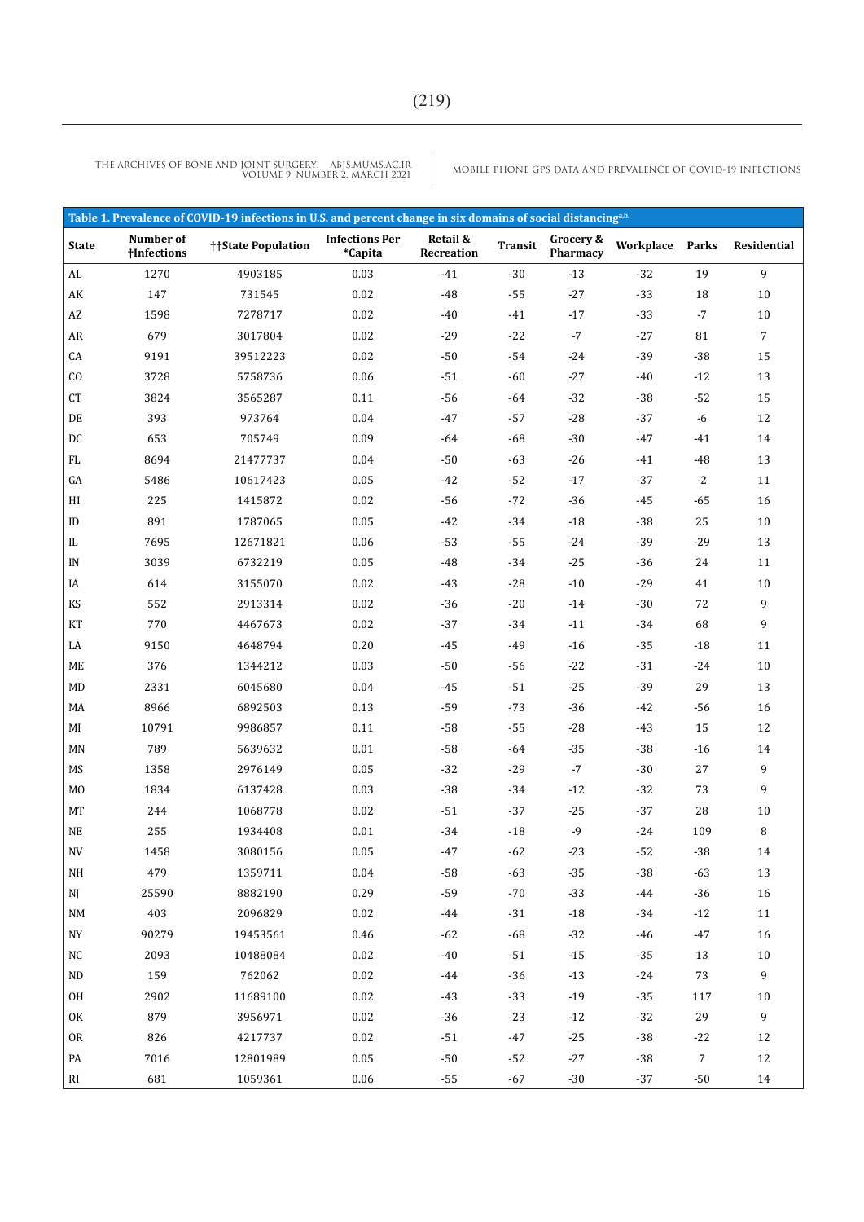**Table 1. Prevalence of COVID-19 infections in U.S. and percent change in six domains of social distancing[a,b]**

| State | Number of †Infections | ††State Population | Infections Per *Capita | Retail & Recreation | Transit | Grocery & Pharmacy | Workplace | Parks | Residential |
|---|---|---|---|---|---|---|---|---|---|
| AL | 1270 | 4903185 | 0.03 | -41 | -30 | -13 | -32 | 19 | 9 |
| AK | 147 | 731545 | 0.02 | -48 | -55 | -27 | -33 | 18 | 10 |
| AZ | 1598 | 7278717 | 0.02 | -40 | -41 | -17 | -33 | -7 | 10 |
| AR | 679 | 3017804 | 0.02 | -29 | -22 | -7 | -27 | 81 | 7 |
| CA | 9191 | 39512223 | 0.02 | -50 | -54 | -24 | -39 | -38 | 15 |
| CO | 3728 | 5758736 | 0.06 | -51 | -60 | -27 | -40 | -12 | 13 |
| CT | 3824 | 3565287 | 0.11 | -56 | -64 | -32 | -38 | -52 | 15 |
| DE | 393 | 973764 | 0.04 | -47 | -57 | -28 | -37 | -6 | 12 |
| DC | 653 | 705749 | 0.09 | -64 | -68 | -30 | -47 | -41 | 14 |
| FL | 8694 | 21477737 | 0.04 | -50 | -63 | -26 | -41 | -48 | 13 |
| GA | 5486 | 10617423 | 0.05 | -42 | -52 | -17 | -37 | -2 | 11 |
| HI | 225 | 1415872 | 0.02 | -56 | -72 | -36 | -45 | -65 | 16 |
| ID | 891 | 1787065 | 0.05 | -42 | -34 | -18 | -38 | 25 | 10 |
| IL | 7695 | 12671821 | 0.06 | -53 | -55 | -24 | -39 | -29 | 13 |
| IN | 3039 | 6732219 | 0.05 | -48 | -34 | -25 | -36 | 24 | 11 |
| IA | 614 | 3155070 | 0.02 | -43 | -28 | -10 | -29 | 41 | 10 |
| KS | 552 | 2913314 | 0.02 | -36 | -20 | -14 | -30 | 72 | 9 |
| KT | 770 | 4467673 | 0.02 | -37 | -34 | -11 | -34 | 68 | 9 |
| LA | 9150 | 4648794 | 0.20 | -45 | -49 | -16 | -35 | -18 | 11 |
| ME | 376 | 1344212 | 0.03 | -50 | -56 | -22 | -31 | -24 | 10 |
| MD | 2331 | 6045680 | 0.04 | -45 | -51 | -25 | -39 | 29 | 13 |
| MA | 8966 | 6892503 | 0.13 | -59 | -73 | -36 | -42 | -56 | 16 |
| MI | 10791 | 9986857 | 0.11 | -58 | -55 | -28 | -43 | 15 | 12 |
| MN | 789 | 5639632 | 0.01 | -58 | -64 | -35 | -38 | -16 | 14 |
| MS | 1358 | 2976149 | 0.05 | -32 | -29 | -7 | -30 | 27 | 9 |
| MO | 1834 | 6137428 | 0.03 | -38 | -34 | -12 | -32 | 73 | 9 |
| MT | 244 | 1068778 | 0.02 | -51 | -37 | -25 | -37 | 28 | 10 |
| NE | 255 | 1934408 | 0.01 | -34 | -18 | -9 | -24 | 109 | 8 |
| NV | 1458 | 3080156 | 0.05 | -47 | -62 | -23 | -52 | -38 | 14 |
| NH | 479 | 1359711 | 0.04 | -58 | -63 | -35 | -38 | -63 | 13 |
| NJ | 25590 | 8882190 | 0.29 | -59 | -70 | -33 | -44 | -36 | 16 |
| NM | 403 | 2096829 | 0.02 | -44 | -31 | -18 | -34 | -12 | 11 |
| NY | 90279 | 19453561 | 0.46 | -62 | -68 | -32 | -46 | -47 | 16 |
| NC | 2093 | 10488084 | 0.02 | -40 | -51 | -15 | -35 | 13 | 10 |
| ND | 159 | 762062 | 0.02 | -44 | -36 | -13 | -24 | 73 | 9 |
| OH | 2902 | 11689100 | 0.02 | -43 | -33 | -19 | -35 | 117 | 10 |
| OK | 879 | 3956971 | 0.02 | -36 | -23 | -12 | -32 | 29 | 9 |
| OR | 826 | 4217737 | 0.02 | -51 | -47 | -25 | -38 | -22 | 12 |
| PA | 7016 | 12801989 | 0.05 | -50 | -52 | -27 | -38 | 7 | 12 |
| RI | 681 | 1059361 | 0.06 | -55 | -67 | -30 | -37 | -50 | 14 |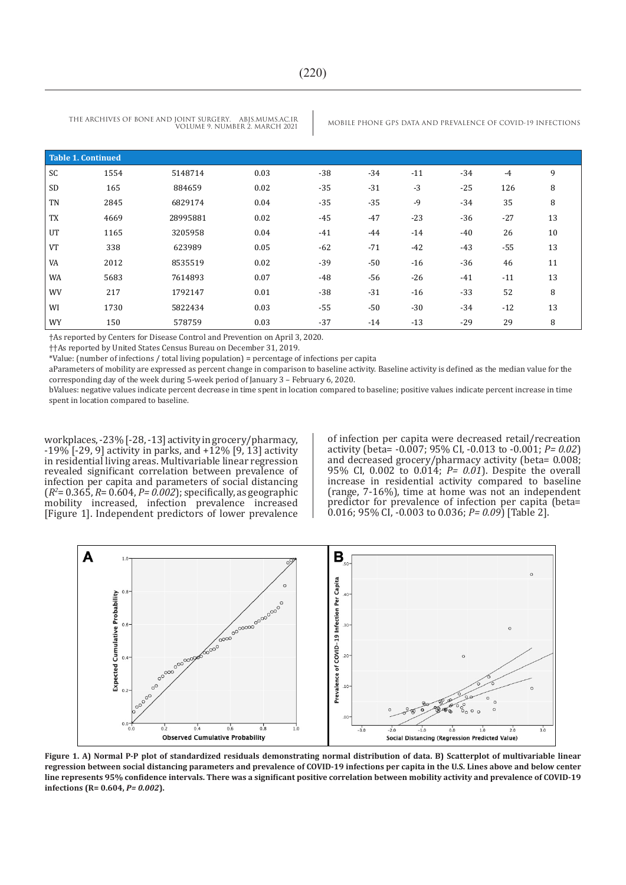| Table 1. Continued | | | | | | | | | |
|---|---|---|---|---|---|---|---|---|---|
| SC | 1554 | 5148714 | 0.03 | -38 | -34 | -11 | -34 | -4 | 9 |
| SD | 165 | 884659 | 0.02 | -35 | -31 | -3 | -25 | 126 | 8 |
| TN | 2845 | 6829174 | 0.04 | -35 | -35 | -9 | -34 | 35 | 8 |
| TX | 4669 | 28995881 | 0.02 | -45 | -47 | -23 | -36 | -27 | 13 |
| UT | 1165 | 3205958 | 0.04 | -41 | -44 | -14 | -40 | 26 | 10 |
| VT | 338 | 623989 | 0.05 | -62 | -71 | -42 | -43 | -55 | 13 |
| VA | 2012 | 8535519 | 0.02 | -39 | -50 | -16 | -36 | 46 | 11 |
| WA | 5683 | 7614893 | 0.07 | -48 | -56 | -26 | -41 | -11 | 13 |
| WV | 217 | 1792147 | 0.01 | -38 | -31 | -16 | -33 | 52 | 8 |
| WI | 1730 | 5822434 | 0.03 | -55 | -50 | -30 | -34 | -12 | 13 |
| WY | 150 | 578759 | 0.03 | -37 | -14 | -13 | -29 | 29 | 8 |

†As reported by Centers for Disease Control and Prevention on April 3, 2020.

††As reported by United States Census Bureau on December 31, 2019.

*Value: (number of infections / total living population) = percentage of infections per capita

aParameters of mobility are expressed as percent change in comparison to baseline activity. Baseline activity is defined as the median value for the corresponding day of the week during 5-week period of January 3 – February 6, 2020.

bValues: negative values indicate percent decrease in time spent in location compared to baseline; positive values indicate percent increase in time spent in location compared to baseline.

workplaces, -23% [-28, -13] activity in grocery/pharmacy, -19% [-29, 9] activity in parks, and +12% [9, 13] activity in residential living areas. Multivariable linear regression revealed significant correlation between prevalence of infection per capita and parameters of social distancing ($R^2$= 0.365, *R*= 0.604, *P= 0.002*); specifically, as geographic mobility increased, infection prevalence increased [Figure 1]. Independent predictors of lower prevalence of infection per capita were decreased retail/recreation activity (beta= -0.007; 95% CI, -0.013 to -0.001; *P= 0.02*) and decreased grocery/pharmacy activity (beta= 0.008; 95% CI, 0.002 to 0.014; *P= 0.01*). Despite the overall increase in residential activity compared to baseline (range, 7-16%), time at home was not an independent predictor for prevalence of infection per capita (beta= 0.016; 95% CI, -0.003 to 0.036; *P= 0.09*) [Table 2].

**Figure 1. A) Normal P-P plot of standardized residuals demonstrating normal distribution of data. B) Scatterplot of multivariable linear regression between social distancing parameters and prevalence of COVID-19 infections per capita in the U.S. Lines above and below center line represents 95% confidence intervals. There was a significant positive correlation between mobility activity and prevalence of COVID-19 infections (R= 0.604, *P= 0.002*).**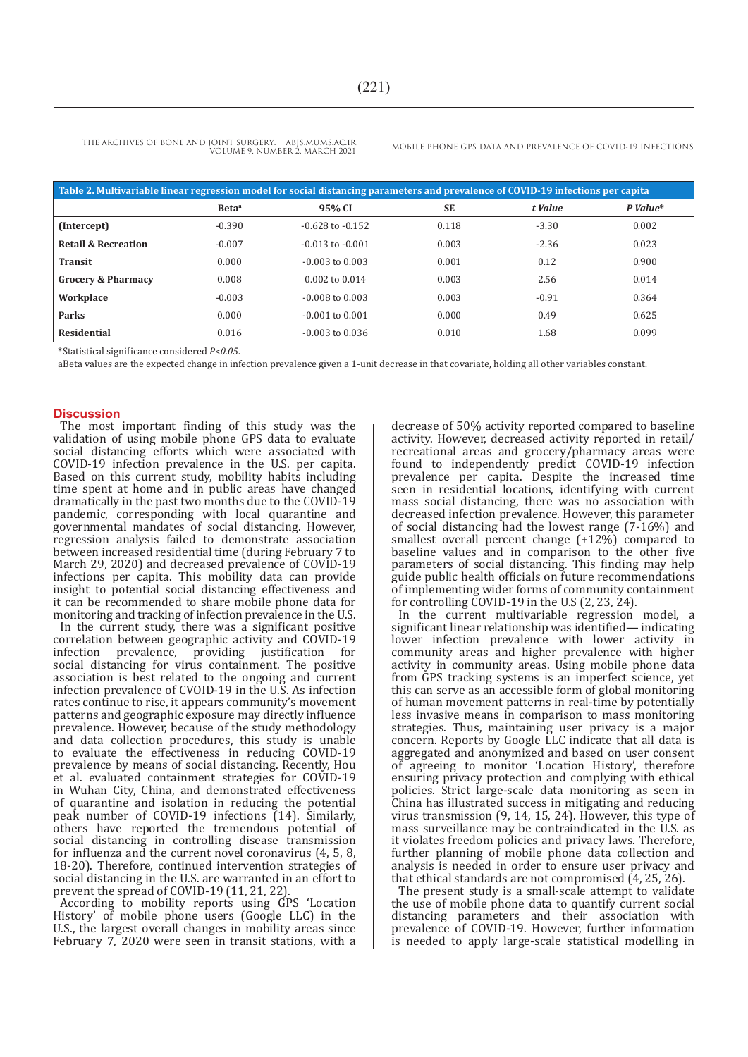**Table 2. Multivariable linear regression model for social distancing parameters and prevalence of COVID-19 infections per capita**

| | Beta[a] | 95% CI | SE | *t Value* | *P Value\** |
|---|---|---|---|---|---|
| **(Intercept)** | -0.390 | -0.628 to -0.152 | 0.118 | -3.30 | 0.002 |
| **Retail & Recreation** | -0.007 | -0.013 to -0.001 | 0.003 | -2.36 | 0.023 |
| **Transit** | 0.000 | -0.003 to 0.003 | 0.001 | 0.12 | 0.900 |
| **Grocery & Pharmacy** | 0.008 | 0.002 to 0.014 | 0.003 | 2.56 | 0.014 |
| **Workplace** | -0.003 | -0.008 to 0.003 | 0.003 | -0.91 | 0.364 |
| **Parks** | 0.000 | -0.001 to 0.001 | 0.000 | 0.49 | 0.625 |
| **Residential** | 0.016 | -0.003 to 0.036 | 0.010 | 1.68 | 0.099 |

*Statistical significance considered $P<0.05$.

aBeta values are the expected change in infection prevalence given a 1-unit decrease in that covariate, holding all other variables constant.

## Discussion

The most important finding of this study was the validation of using mobile phone GPS data to evaluate social distancing efforts which were associated with COVID-19 infection prevalence in the U.S. per capita. Based on this current study, mobility habits including time spent at home and in public areas have changed dramatically in the past two months due to the COVID-19 pandemic, corresponding with local quarantine and governmental mandates of social distancing. However, regression analysis failed to demonstrate association between increased residential time (during February 7 to March 29, 2020) and decreased prevalence of COVID-19 infections per capita. This mobility data can provide insight to potential social distancing effectiveness and it can be recommended to share mobile phone data for monitoring and tracking of infection prevalence in the U.S.

In the current study, there was a significant positive correlation between geographic activity and COVID-19 infection prevalence, providing justification for social distancing for virus containment. The positive association is best related to the ongoing and current infection prevalence of CVOID-19 in the U.S. As infection rates continue to rise, it appears community's movement patterns and geographic exposure may directly influence prevalence. However, because of the study methodology and data collection procedures, this study is unable to evaluate the effectiveness in reducing COVID-19 prevalence by means of social distancing. Recently, Hou et al. evaluated containment strategies for COVID-19 in Wuhan City, China, and demonstrated effectiveness of quarantine and isolation in reducing the potential peak number of COVID-19 infections (14). Similarly, others have reported the tremendous potential of social distancing in controlling disease transmission for influenza and the current novel coronavirus (4, 5, 8, 18-20). Therefore, continued intervention strategies of social distancing in the U.S. are warranted in an effort to prevent the spread of COVID-19 (11, 21, 22).

According to mobility reports using GPS 'Location History' of mobile phone users (Google LLC) in the U.S., the largest overall changes in mobility areas since February 7, 2020 were seen in transit stations, with a decrease of 50% activity reported compared to baseline activity. However, decreased activity reported in retail/recreational areas and grocery/pharmacy areas were found to independently predict COVID-19 infection prevalence per capita. Despite the increased time seen in residential locations, identifying with current mass social distancing, there was no association with decreased infection prevalence. However, this parameter of social distancing had the lowest range (7-16%) and smallest overall percent change (+12%) compared to baseline values and in comparison to the other five parameters of social distancing. This finding may help guide public health officials on future recommendations of implementing wider forms of community containment for controlling COVID-19 in the U.S (2, 23, 24).

In the current multivariable regression model, a significant linear relationship was identified— indicating lower infection prevalence with lower activity in community areas and higher prevalence with higher activity in community areas. Using mobile phone data from GPS tracking systems is an imperfect science, yet this can serve as an accessible form of global monitoring of human movement patterns in real-time by potentially less invasive means in comparison to mass monitoring strategies. Thus, maintaining user privacy is a major concern. Reports by Google LLC indicate that all data is aggregated and anonymized and based on user consent of agreeing to monitor 'Location History', therefore ensuring privacy protection and complying with ethical policies. Strict large-scale data monitoring as seen in China has illustrated success in mitigating and reducing virus transmission (9, 14, 15, 24). However, this type of mass surveillance may be contraindicated in the U.S. as it violates freedom policies and privacy laws. Therefore, further planning of mobile phone data collection and analysis is needed in order to ensure user privacy and that ethical standards are not compromised (4, 25, 26).

The present study is a small-scale attempt to validate the use of mobile phone data to quantify current social distancing parameters and their association with prevalence of COVID-19. However, further information is needed to apply large-scale statistical modelling in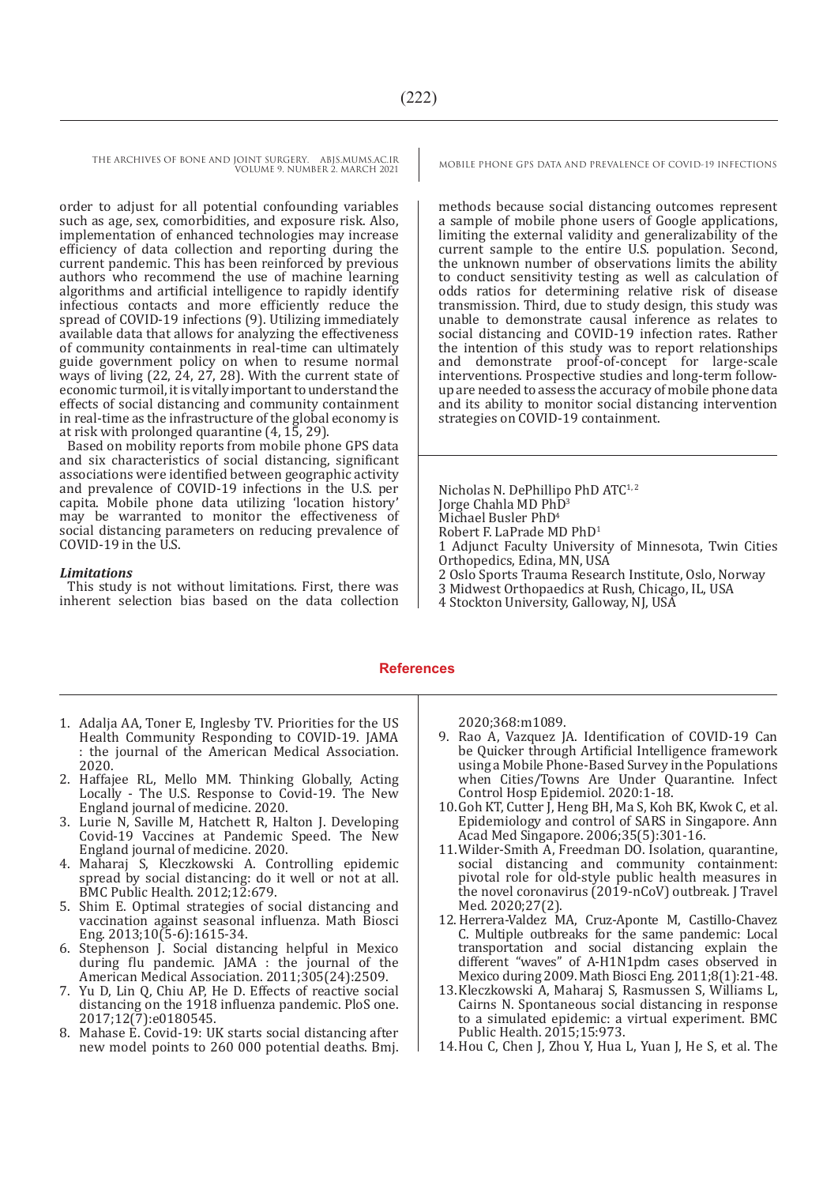order to adjust for all potential confounding variables such as age, sex, comorbidities, and exposure risk. Also, implementation of enhanced technologies may increase efficiency of data collection and reporting during the current pandemic. This has been reinforced by previous authors who recommend the use of machine learning algorithms and artificial intelligence to rapidly identify infectious contacts and more efficiently reduce the spread of COVID-19 infections (9). Utilizing immediately available data that allows for analyzing the effectiveness of community containments in real-time can ultimately guide government policy on when to resume normal ways of living (22, 24, 27, 28). With the current state of economic turmoil, it is vitally important to understand the effects of social distancing and community containment in real-time as the infrastructure of the global economy is at risk with prolonged quarantine (4, 15, 29).

Based on mobility reports from mobile phone GPS data and six characteristics of social distancing, significant associations were identified between geographic activity and prevalence of COVID-19 infections in the U.S. per capita. Mobile phone data utilizing 'location history' may be warranted to monitor the effectiveness of social distancing parameters on reducing prevalence of COVID-19 in the U.S.

### *Limitations*

This study is not without limitations. First, there was inherent selection bias based on the data collection methods because social distancing outcomes represent a sample of mobile phone users of Google applications, limiting the external validity and generalizability of the current sample to the entire U.S. population. Second, the unknown number of observations limits the ability to conduct sensitivity testing as well as calculation of odds ratios for determining relative risk of disease transmission. Third, due to study design, this study was unable to demonstrate causal inference as relates to social distancing and COVID-19 infection rates. Rather the intention of this study was to report relationships and demonstrate proof-of-concept for large-scale interventions. Prospective studies and long-term follow-up are needed to assess the accuracy of mobile phone data and its ability to monitor social distancing intervention strategies on COVID-19 containment.

Nicholas N. DePhillipo PhD ATC[1, 2]
Jorge Chahla MD PhD[3]
Michael Busler PhD[4]
Robert F. LaPrade MD PhD[1]
1 Adjunct Faculty University of Minnesota, Twin Cities Orthopedics, Edina, MN, USA
2 Oslo Sports Trauma Research Institute, Oslo, Norway
3 Midwest Orthopaedics at Rush, Chicago, IL, USA
4 Stockton University, Galloway, NJ, USA

## References

1. Adalja AA, Toner E, Inglesby TV. Priorities for the US Health Community Responding to COVID-19. JAMA : the journal of the American Medical Association. 2020.
2. Haffajee RL, Mello MM. Thinking Globally, Acting Locally - The U.S. Response to Covid-19. The New England journal of medicine. 2020.
3. Lurie N, Saville M, Hatchett R, Halton J. Developing Covid-19 Vaccines at Pandemic Speed. The New England journal of medicine. 2020.
4. Maharaj S, Kleczkowski A. Controlling epidemic spread by social distancing: do it well or not at all. BMC Public Health. 2012;12:679.
5. Shim E. Optimal strategies of social distancing and vaccination against seasonal influenza. Math Biosci Eng. 2013;10(5-6):1615-34.
6. Stephenson J. Social distancing helpful in Mexico during flu pandemic. JAMA : the journal of the American Medical Association. 2011;305(24):2509.
7. Yu D, Lin Q, Chiu AP, He D. Effects of reactive social distancing on the 1918 influenza pandemic. PloS one. 2017;12(7):e0180545.
8. Mahase E. Covid-19: UK starts social distancing after new model points to 260 000 potential deaths. Bmj. 2020;368:m1089.
9. Rao A, Vazquez JA. Identification of COVID-19 Can be Quicker through Artificial Intelligence framework using a Mobile Phone-Based Survey in the Populations when Cities/Towns Are Under Quarantine. Infect Control Hosp Epidemiol. 2020:1-18.
10. Goh KT, Cutter J, Heng BH, Ma S, Koh BK, Kwok C, et al. Epidemiology and control of SARS in Singapore. Ann Acad Med Singapore. 2006;35(5):301-16.
11. Wilder-Smith A, Freedman DO. Isolation, quarantine, social distancing and community containment: pivotal role for old-style public health measures in the novel coronavirus (2019-nCoV) outbreak. J Travel Med. 2020;27(2).
12. Herrera-Valdez MA, Cruz-Aponte M, Castillo-Chavez C. Multiple outbreaks for the same pandemic: Local transportation and social distancing explain the different "waves" of A-H1N1pdm cases observed in Mexico during 2009. Math Biosci Eng. 2011;8(1):21-48.
13. Kleczkowski A, Maharaj S, Rasmussen S, Williams L, Cairns N. Spontaneous social distancing in response to a simulated epidemic: a virtual experiment. BMC Public Health. 2015;15:973.
14. Hou C, Chen J, Zhou Y, Hua L, Yuan J, He S, et al. The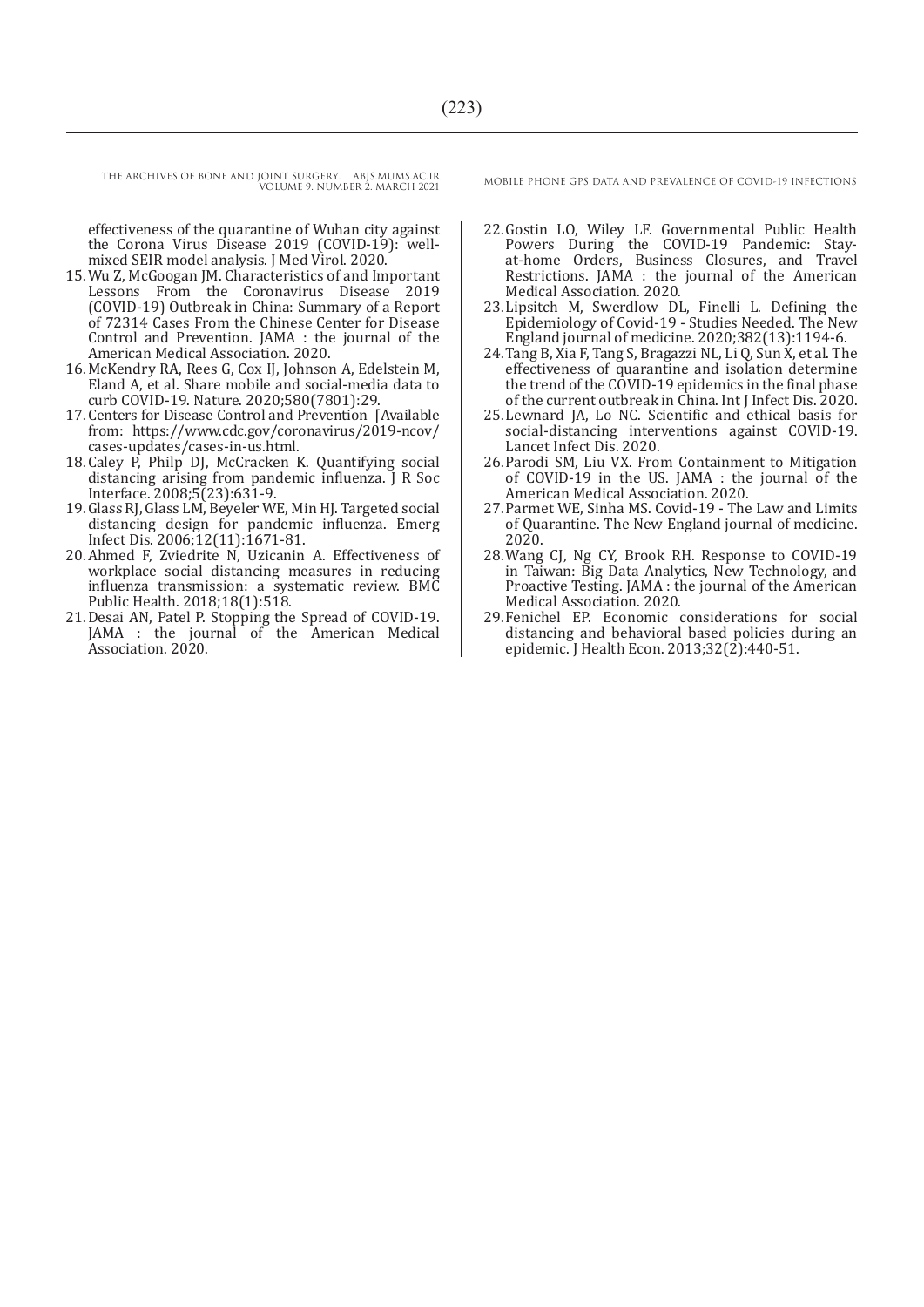effectiveness of the quarantine of Wuhan city against the Corona Virus Disease 2019 (COVID-19): well-mixed SEIR model analysis. J Med Virol. 2020.

15. Wu Z, McGoogan JM. Characteristics of and Important Lessons From the Coronavirus Disease 2019 (COVID-19) Outbreak in China: Summary of a Report of 72314 Cases From the Chinese Center for Disease Control and Prevention. JAMA : the journal of the American Medical Association. 2020.
16. McKendry RA, Rees G, Cox IJ, Johnson A, Edelstein M, Eland A, et al. Share mobile and social-media data to curb COVID-19. Nature. 2020;580(7801):29.
17. Centers for Disease Control and Prevention [Available from: https://www.cdc.gov/coronavirus/2019-ncov/cases-updates/cases-in-us.html.
18. Caley P, Philp DJ, McCracken K. Quantifying social distancing arising from pandemic influenza. J R Soc Interface. 2008;5(23):631-9.
19. Glass RJ, Glass LM, Beyeler WE, Min HJ. Targeted social distancing design for pandemic influenza. Emerg Infect Dis. 2006;12(11):1671-81.
20. Ahmed F, Zviedrite N, Uzicanin A. Effectiveness of workplace social distancing measures in reducing influenza transmission: a systematic review. BMC Public Health. 2018;18(1):518.
21. Desai AN, Patel P. Stopping the Spread of COVID-19. JAMA : the journal of the American Medical Association. 2020.
22. Gostin LO, Wiley LF. Governmental Public Health Powers During the COVID-19 Pandemic: Stay-at-home Orders, Business Closures, and Travel Restrictions. JAMA : the journal of the American Medical Association. 2020.
23. Lipsitch M, Swerdlow DL, Finelli L. Defining the Epidemiology of Covid-19 - Studies Needed. The New England journal of medicine. 2020;382(13):1194-6.
24. Tang B, Xia F, Tang S, Bragazzi NL, Li Q, Sun X, et al. The effectiveness of quarantine and isolation determine the trend of the COVID-19 epidemics in the final phase of the current outbreak in China. Int J Infect Dis. 2020.
25. Lewnard JA, Lo NC. Scientific and ethical basis for social-distancing interventions against COVID-19. Lancet Infect Dis. 2020.
26. Parodi SM, Liu VX. From Containment to Mitigation of COVID-19 in the US. JAMA : the journal of the American Medical Association. 2020.
27. Parmet WE, Sinha MS. Covid-19 - The Law and Limits of Quarantine. The New England journal of medicine. 2020.
28. Wang CJ, Ng CY, Brook RH. Response to COVID-19 in Taiwan: Big Data Analytics, New Technology, and Proactive Testing. JAMA : the journal of the American Medical Association. 2020.
29. Fenichel EP. Economic considerations for social distancing and behavioral based policies during an epidemic. J Health Econ. 2013;32(2):440-51.